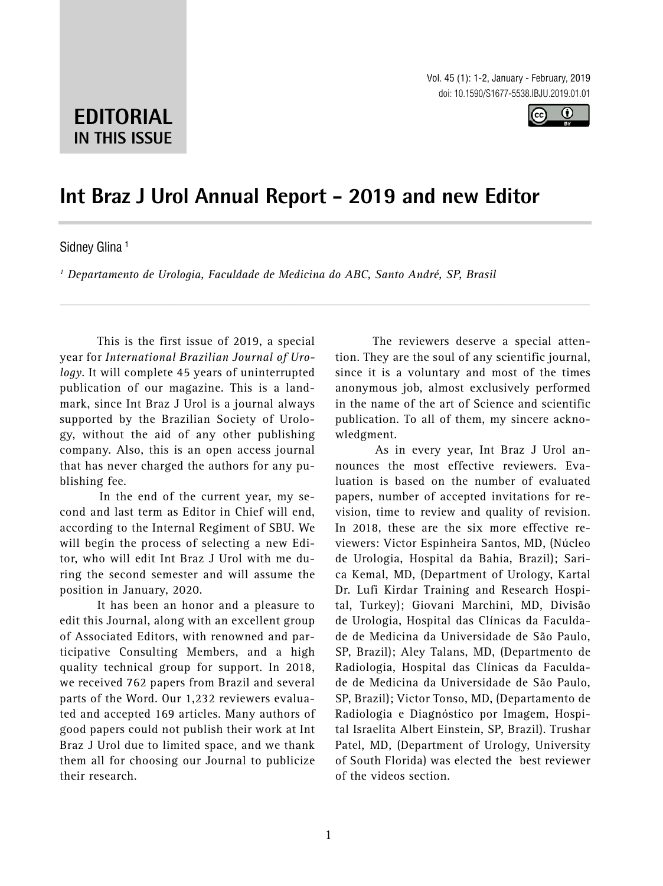**EDITORIAL**
**IN THIS ISSUE**

# Int Braz J Urol Annual Report - 2019 and new Editor

Sidney Glina [1]

[1] *Departamento de Urologia, Faculdade de Medicina do ABC, Santo André, SP, Brasil*

This is the first issue of 2019, a special year for *International Brazilian Journal of Urology*. It will complete 45 years of uninterrupted publication of our magazine. This is a landmark, since Int Braz J Urol is a journal always supported by the Brazilian Society of Urology, without the aid of any other publishing company. Also, this is an open access journal that has never charged the authors for any publishing fee.

In the end of the current year, my second and last term as Editor in Chief will end, according to the Internal Regiment of SBU. We will begin the process of selecting a new Editor, who will edit Int Braz J Urol with me during the second semester and will assume the position in January, 2020.

It has been an honor and a pleasure to edit this Journal, along with an excellent group of Associated Editors, with renowned and participative Consulting Members, and a high quality technical group for support. In 2018, we received 762 papers from Brazil and several parts of the Word. Our 1,232 reviewers evaluated and accepted 169 articles. Many authors of good papers could not publish their work at Int Braz J Urol due to limited space, and we thank them all for choosing our Journal to publicize their research.

The reviewers deserve a special attention. They are the soul of any scientific journal, since it is a voluntary and most of the times anonymous job, almost exclusively performed in the name of the art of Science and scientific publication. To all of them, my sincere acknowledgment.

As in every year, Int Braz J Urol announces the most effective reviewers. Evaluation is based on the number of evaluated papers, number of accepted invitations for revision, time to review and quality of revision. In 2018, these are the six more effective reviewers: Victor Espinheira Santos, MD, (Núcleo de Urologia, Hospital da Bahia, Brazil); Sarica Kemal, MD, (Department of Urology, Kartal Dr. Lufi Kirdar Training and Research Hospital, Turkey); Giovani Marchini, MD, Divisão de Urologia, Hospital das Clínicas da Faculdade de Medicina da Universidade de São Paulo, SP, Brazil); Aley Talans, MD, (Departmento de Radiologia, Hospital das Clínicas da Faculdade de Medicina da Universidade de São Paulo, SP, Brazil); Victor Tonso, MD, (Departamento de Radiologia e Diagnóstico por Imagem, Hospital Israelita Albert Einstein, SP, Brazil). Trushar Patel, MD, (Department of Urology, University of South Florida) was elected the best reviewer of the videos section.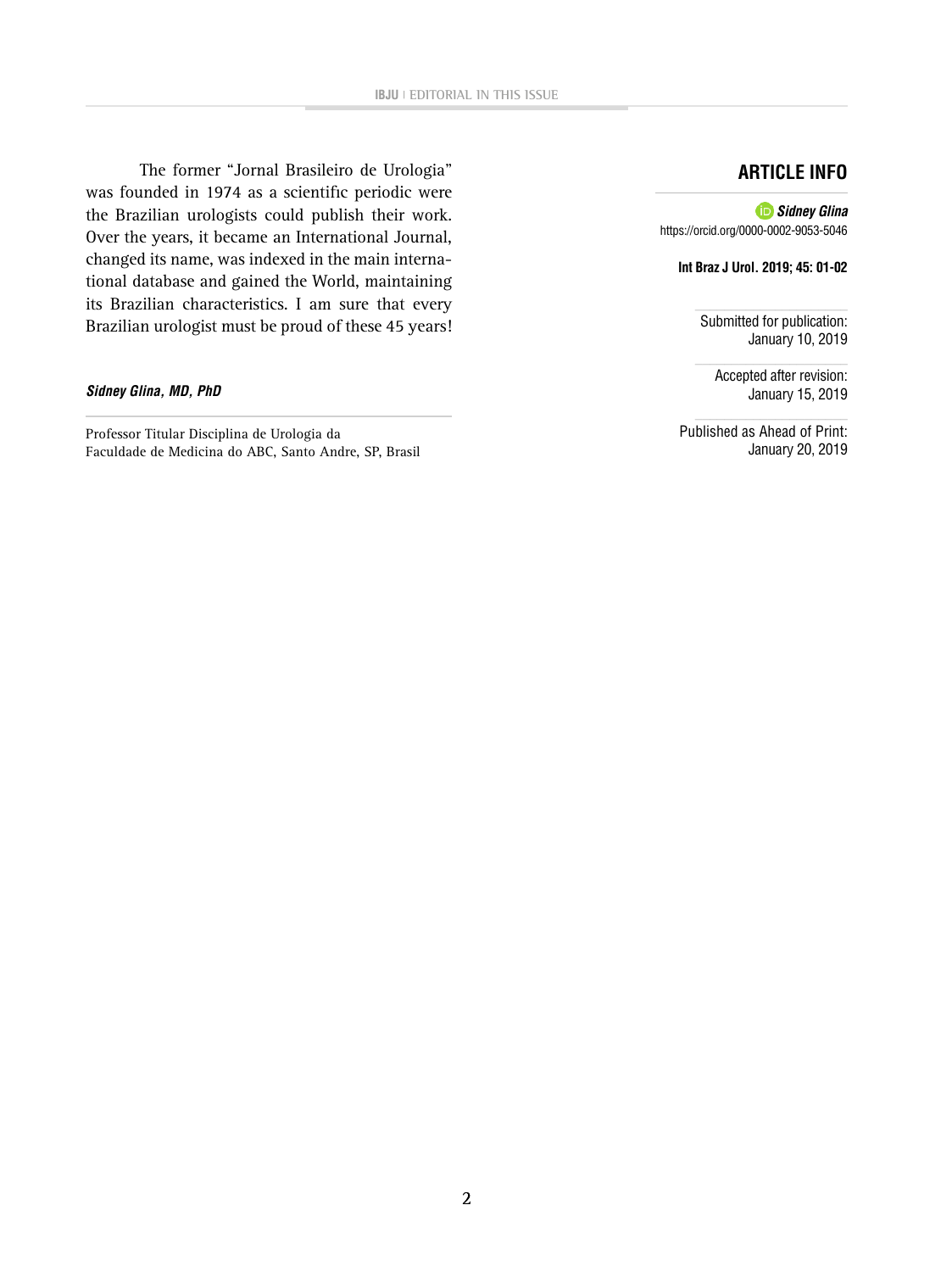The former "Jornal Brasileiro de Urologia" was founded in 1974 as a scientific periodic were the Brazilian urologists could publish their work. Over the years, it became an International Journal, changed its name, was indexed in the main international database and gained the World, maintaining its Brazilian characteristics. I am sure that every Brazilian urologist must be proud of these 45 years!

***Sidney Glina, MD, PhD***

Professor Titular Disciplina de Urologia da
Faculdade de Medicina do ABC, Santo Andre, SP, Brasil

## ARTICLE INFO

***Sidney Glina***
https://orcid.org/0000-0002-9053-5046

**Int Braz J Urol. 2019; 45: 01-02**

Submitted for publication:
January 10, 2019

Accepted after revision:
January 15, 2019

Published as Ahead of Print:
January 20, 2019